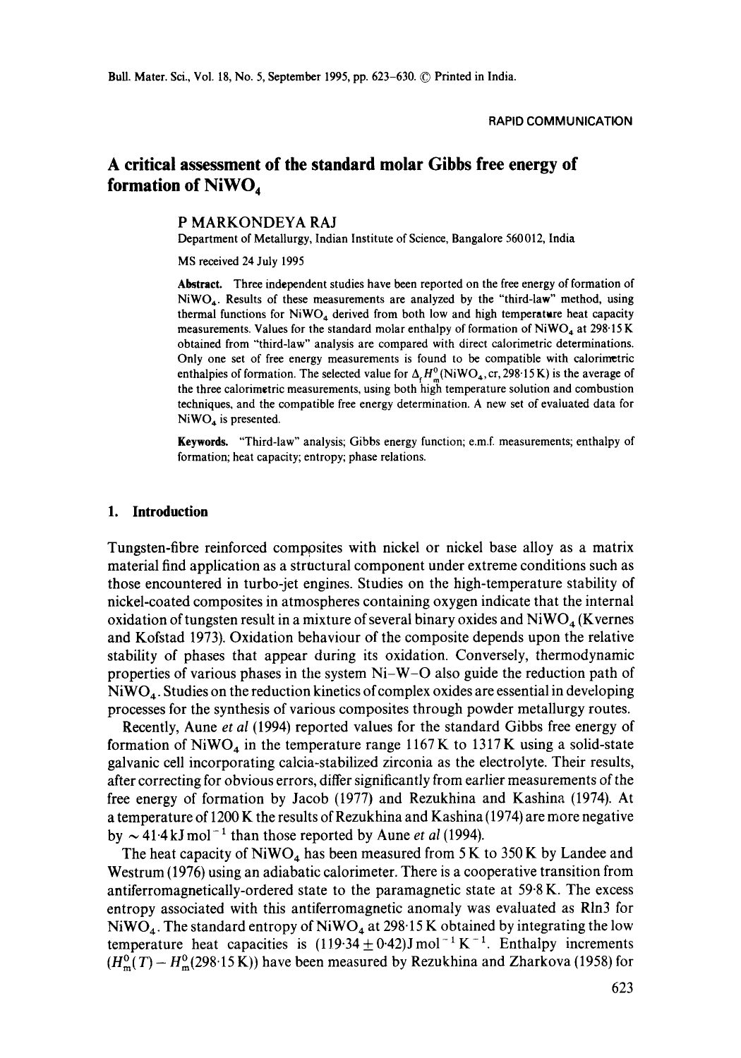RAPID COMMUNICATION

# A critical assessment of the standard molar Gibbs free energy of formation of $NiWO_4$

P MARKONDEYA RAJ

Department of Metallurgy, Indian Institute of Science, Bangalore 560012, India

MS received 24 July 1995

**Abstract.** Three independent studies have been reported on the free energy of formation of $NiWO_4$. Results of these measurements are analyzed by the "third-law" method, using thermal functions for $NiWO_4$ derived from both low and high temperature heat capacity measurements. Values for the standard molar enthalpy of formation of $NiWO_4$ at 298·15 K obtained from "third-law" analysis are compared with direct calorimetric determinations. Only one set of free energy measurements is found to be compatible with calorimetric enthalpies of formation. The selected value for $\Delta_f H^0_m(NiWO_4, cr, 298{\cdot}15\,K)$ is the average of the three calorimetric measurements, using both high temperature solution and combustion techniques, and the compatible free energy determination. A new set of evaluated data for $NiWO_4$ is presented.

**Keywords.** "Third-law" analysis; Gibbs energy function; e.m.f. measurements; enthalpy of formation; heat capacity; entropy; phase relations.

## 1. Introduction

Tungsten-fibre reinforced composites with nickel or nickel base alloy as a matrix material find application as a structural component under extreme conditions such as those encountered in turbo-jet engines. Studies on the high-temperature stability of nickel-coated composites in atmospheres containing oxygen indicate that the internal oxidation of tungsten result in a mixture of several binary oxides and $NiWO_4$ (Kvernes and Kofstad 1973). Oxidation behaviour of the composite depends upon the relative stability of phases that appear during its oxidation. Conversely, thermodynamic properties of various phases in the system Ni–W–O also guide the reduction path of $NiWO_4$. Studies on the reduction kinetics of complex oxides are essential in developing processes for the synthesis of various composites through powder metallurgy routes.

Recently, Aune *et al* (1994) reported values for the standard Gibbs free energy of formation of $NiWO_4$ in the temperature range 1167 K to 1317 K using a solid-state galvanic cell incorporating calcia-stabilized zirconia as the electrolyte. Their results, after correcting for obvious errors, differ significantly from earlier measurements of the free energy of formation by Jacob (1977) and Rezukhina and Kashina (1974). At a temperature of 1200 K the results of Rezukhina and Kashina (1974) are more negative by $\sim 41{\cdot}4\,kJ\,mol^{-1}$ than those reported by Aune *et al* (1994).

The heat capacity of $NiWO_4$ has been measured from 5 K to 350 K by Landee and Westrum (1976) using an adiabatic calorimeter. There is a cooperative transition from antiferromagnetically-ordered state to the paramagnetic state at 59·8 K. The excess entropy associated with this antiferromagnetic anomaly was evaluated as $R\ln 3$ for $NiWO_4$. The standard entropy of $NiWO_4$ at 298·15 K obtained by integrating the low temperature heat capacities is $(119{\cdot}34 \pm 0{\cdot}42)\,J\,mol^{-1}\,K^{-1}$. Enthalpy increments $(H^0_m(T) - H^0_m(298{\cdot}15\,K))$ have been measured by Rezukhina and Zharkova (1958) for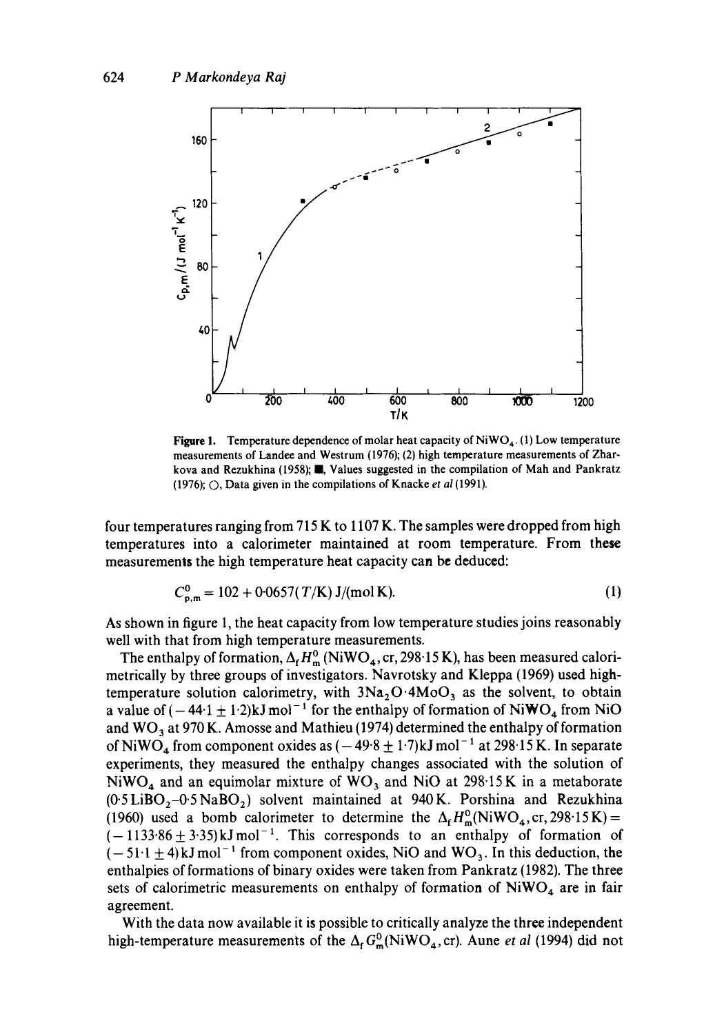**Figure 1.** Temperature dependence of molar heat capacity of $NiWO_4$. (1) Low temperature measurements of Landee and Westrum (1976); (2) high temperature measurements of Zharkova and Rezukhina (1958); ■, Values suggested in the compilation of Mah and Pankratz (1976); ○, Data given in the compilations of Knacke *et al* (1991).

four temperatures ranging from 715 K to 1107 K. The samples were dropped from high temperatures into a calorimeter maintained at room temperature. From these measurements the high temperature heat capacity can be deduced:

$$C^{0}_{p,m} = 102 + 0{\cdot}0657(T/\mathrm{K})\ \mathrm{J/(mol\,K)}. \qquad (1)$$

As shown in figure 1, the heat capacity from low temperature studies joins reasonably well with that from high temperature measurements.

The enthalpy of formation, $\Delta_f H^0_m$ ($NiWO_4$, cr, 298·15 K), has been measured calorimetrically by three groups of investigators. Navrotsky and Kleppa (1969) used high-temperature solution calorimetry, with $3Na_2O{\cdot}4MoO_3$ as the solvent, to obtain a value of $(-44{\cdot}1 \pm 1{\cdot}2)$kJ mol$^{-1}$ for the enthalpy of formation of $NiWO_4$ from NiO and $WO_3$ at 970 K. Amosse and Mathieu (1974) determined the enthalpy of formation of $NiWO_4$ from component oxides as $(-49{\cdot}8 \pm 1{\cdot}7)$kJ mol$^{-1}$ at 298·15 K. In separate experiments, they measured the enthalpy changes associated with the solution of $NiWO_4$ and an equimolar mixture of $WO_3$ and NiO at 298·15 K in a metaborate ($0{\cdot}5\,LiBO_2$–$0{\cdot}5\,NaBO_2$) solvent maintained at 940 K. Porshina and Rezukhina (1960) used a bomb calorimeter to determine the $\Delta_f H^0_m(NiWO_4, \mathrm{cr}, 298{\cdot}15\,\mathrm{K}) = (-1133{\cdot}86 \pm 3{\cdot}35)$kJ mol$^{-1}$. This corresponds to an enthalpy of formation of $(-51{\cdot}1 \pm 4)$kJ mol$^{-1}$ from component oxides, NiO and $WO_3$. In this deduction, the enthalpies of formations of binary oxides were taken from Pankratz (1982). The three sets of calorimetric measurements on enthalpy of formation of $NiWO_4$ are in fair agreement.

With the data now available it is possible to critically analyze the three independent high-temperature measurements of the $\Delta_f G^0_m(NiWO_4, \mathrm{cr})$. Aune *et al* (1994) did not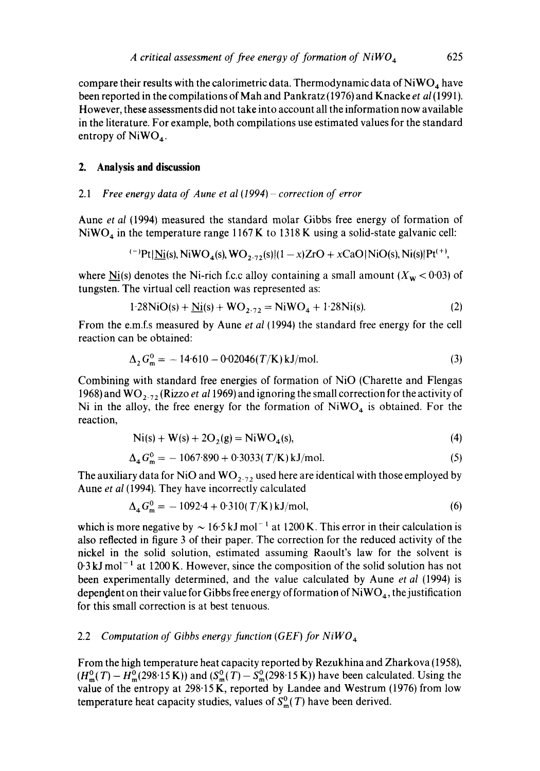compare their results with the calorimetric data. Thermodynamic data of $NiWO_4$ have been reported in the compilations of Mah and Pankratz (1976) and Knacke *et al* (1991). However, these assessments did not take into account all the information now available in the literature. For example, both compilations use estimated values for the standard entropy of $NiWO_4$.

## 2. Analysis and discussion

### 2.1 *Free energy data of Aune et al (1994) – correction of error*

Aune *et al* (1994) measured the standard molar Gibbs free energy of formation of $NiWO_4$ in the temperature range 1167 K to 1318 K using a solid-state galvanic cell:

$$^{(-)}\mathrm{Pt}|\underline{\mathrm{Ni}}(\mathrm{s}), \mathrm{NiWO_4(s)}, \mathrm{WO_{2.72}(s)}|(1-x)\mathrm{ZrO} + x\mathrm{CaO}|\mathrm{NiO(s)}, \mathrm{Ni(s)}|\mathrm{Pt}^{(+)},$$

where $\underline{\mathrm{Ni}}$(s) denotes the Ni-rich f.c.c alloy containing a small amount ($X_W < 0.03$) of tungsten. The virtual cell reaction was represented as:

$$1.28\mathrm{NiO(s)} + \underline{\mathrm{Ni}}(\mathrm{s}) + \mathrm{WO_{2.72}} = \mathrm{NiWO_4} + 1.28\mathrm{Ni(s)}. \tag{2}$$

From the e.m.f.s measured by Aune *et al* (1994) the standard free energy for the cell reaction can be obtained:

$$\Delta_2 G^0_m = -14.610 - 0.02046(T/\mathrm{K})\,\mathrm{kJ/mol}. \tag{3}$$

Combining with standard free energies of formation of NiO (Charette and Flengas 1968) and $WO_{2.72}$ (Rizzo *et al* 1969) and ignoring the small correction for the activity of Ni in the alloy, the free energy for the formation of $NiWO_4$ is obtained. For the reaction,

$$\mathrm{Ni(s)} + \mathrm{W(s)} + 2\mathrm{O_2(g)} = \mathrm{NiWO_4(s)}, \tag{4}$$

$$\Delta_4 G^0_m = -1067.890 + 0.3033(T/\mathrm{K})\,\mathrm{kJ/mol}. \tag{5}$$

The auxiliary data for NiO and $WO_{2.72}$ used here are identical with those employed by Aune *et al* (1994). They have incorrectly calculated

$$\Delta_4 G^0_m = -1092.4 + 0.310(T/\mathrm{K})\,\mathrm{kJ/mol}, \tag{6}$$

which is more negative by $\sim 16.5\,\mathrm{kJ\,mol^{-1}}$ at 1200 K. This error in their calculation is also reflected in figure 3 of their paper. The correction for the reduced activity of the nickel in the solid solution, estimated assuming Raoult's law for the solvent is $0.3\,\mathrm{kJ\,mol^{-1}}$ at 1200 K. However, since the composition of the solid solution has not been experimentally determined, and the value calculated by Aune *et al* (1994) is dependent on their value for Gibbs free energy of formation of $NiWO_4$, the justification for this small correction is at best tenuous.

### 2.2 *Computation of Gibbs energy function (GEF) for $NiWO_4$*

From the high temperature heat capacity reported by Rezukhina and Zharkova (1958), $(H^0_m(T) - H^0_m(298.15\,\mathrm{K}))$ and $(S^0_m(T) - S^0_m(298.15\,\mathrm{K}))$ have been calculated. Using the value of the entropy at 298.15 K, reported by Landee and Westrum (1976) from low temperature heat capacity studies, values of $S^0_m(T)$ have been derived.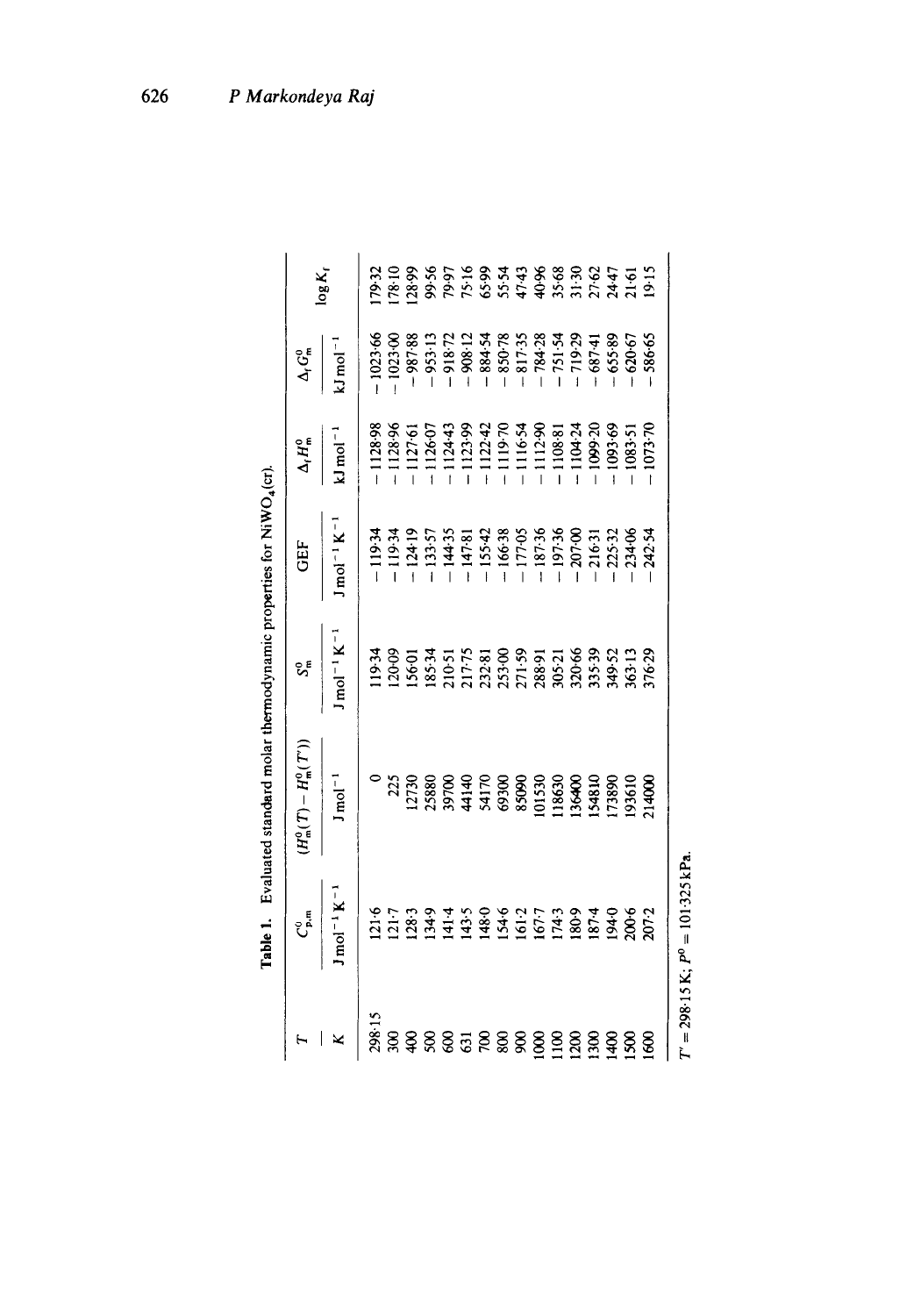**Table 1.** Evaluated standard molar thermodynamic properties for $NiWO_4$(cr).

| $T$ | $C^0_{p,m}$ | $(H^0_m(T) - H^0_m(T'))$ | $S^0_m$ | GEF | $\Delta_f H^0_m$ | $\Delta_f G^0_m$ | $\log K_f$ |
|---|---|---|---|---|---|---|---|
| K | $J\,mol^{-1}\,K^{-1}$ | $J\,mol^{-1}$ | $J\,mol^{-1}\,K^{-1}$ | $J\,mol^{-1}\,K^{-1}$ | $kJ\,mol^{-1}$ | $kJ\,mol^{-1}$ | |
| 298·15 | 121·6 | 0 | 119·34 | −119·34 | −1128·98 | −1023·66 | 179·32 |
| 300 | 121·7 | 225 | 120·09 | −119·34 | −1128·96 | −1023·00 | 178·10 |
| 400 | 128·3 | 12730 | 156·01 | −124·19 | −1127·61 | −987·88 | 128·99 |
| 500 | 134·9 | 25880 | 185·34 | −133·57 | −1126·07 | −953·13 | 99·56 |
| 600 | 141·4 | 39700 | 210·51 | −144·35 | −1124·43 | −918·72 | 79·97 |
| 631 | 143·5 | 44140 | 217·75 | −147·81 | −1123·99 | −908·12 | 75·16 |
| 700 | 148·0 | 54170 | 232·81 | −155·42 | −1122·42 | −884·54 | 65·99 |
| 800 | 154·6 | 69300 | 253·00 | −166·38 | −1119·70 | −850·78 | 55·54 |
| 900 | 161·2 | 85090 | 271·59 | −177·05 | −1116·54 | −817·35 | 47·43 |
| 1000 | 167·7 | 101530 | 288·91 | −187·36 | −1112·90 | −784·28 | 40·96 |
| 1100 | 174·3 | 118630 | 305·21 | −197·36 | −1108·81 | −751·54 | 35·68 |
| 1200 | 180·9 | 136400 | 320·66 | −207·00 | −1104·24 | −719·29 | 31·30 |
| 1300 | 187·4 | 154810 | 335·39 | −216·31 | −1099·20 | −687·41 | 27·62 |
| 1400 | 194·0 | 173890 | 349·52 | −225·32 | −1093·69 | −655·89 | 24·47 |
| 1500 | 200·6 | 193610 | 363·13 | −234·06 | −1083·51 | −620·67 | 21·61 |
| 1600 | 207·2 | 214000 | 376·29 | −242·54 | −1073·70 | −586·65 | 19·15 |

$T' = 298{\cdot}15$ K; $P^0 = 101{\cdot}325$ kPa.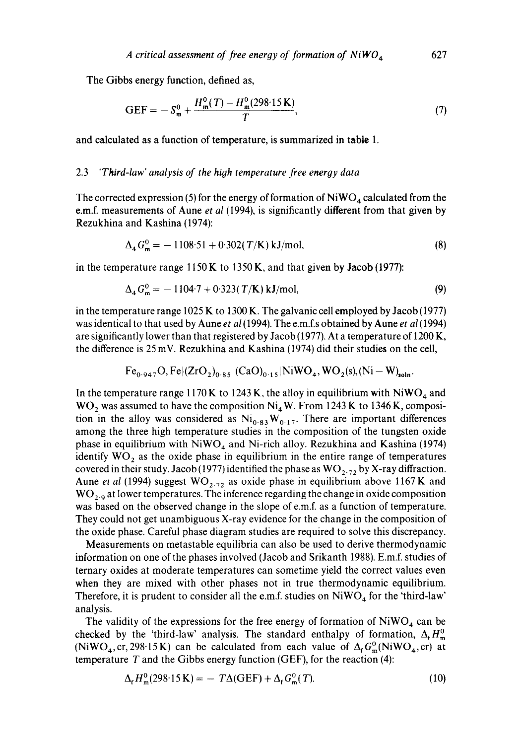The Gibbs energy function, defined as,

$$\text{GEF} = -S_m^0 + \frac{H_m^0(T) - H_m^0(298{\cdot}15\,\text{K})}{T}, \tag{7}$$

and calculated as a function of temperature, is summarized in table 1.

### 2.3 *'Third-law' analysis of the high temperature free energy data*

The corrected expression (5) for the energy of formation of $NiWO_4$ calculated from the e.m.f. measurements of Aune *et al* (1994), is significantly different from that given by Rezukhina and Kashina (1974):

$$\Delta_4 G_m^0 = -1108{\cdot}51 + 0{\cdot}302(T/\text{K})\,\text{kJ/mol}, \tag{8}$$

in the temperature range 1150 K to 1350 K, and that given by Jacob (1977):

$$\Delta_4 G_m^0 = -1104{\cdot}7 + 0{\cdot}323(T/\text{K})\,\text{kJ/mol}, \tag{9}$$

in the temperature range 1025 K to 1300 K. The galvanic cell employed by Jacob (1977) was identical to that used by Aune *et al* (1994). The e.m.f.s obtained by Aune *et al* (1994) are significantly lower than that registered by Jacob (1977). At a temperature of 1200 K, the difference is 25 mV. Rezukhina and Kashina (1974) did their studies on the cell,

$$Fe_{0{\cdot}947}O, Fe|(ZrO_2)_{0{\cdot}85}\,(CaO)_{0{\cdot}15}|NiWO_4, WO_2(s), (Ni-W)_{soln}.$$

In the temperature range 1170 K to 1243 K, the alloy in equilibrium with $NiWO_4$ and $WO_2$ was assumed to have the composition $Ni_4W$. From 1243 K to 1346 K, composition in the alloy was considered as $Ni_{0{\cdot}83}W_{0{\cdot}17}$. There are important differences among the three high temperature studies in the composition of the tungsten oxide phase in equilibrium with $NiWO_4$ and Ni-rich alloy. Rezukhina and Kashina (1974) identify $WO_2$ as the oxide phase in equilibrium in the entire range of temperatures covered in their study. Jacob (1977) identified the phase as $WO_{2{\cdot}72}$ by X-ray diffraction. Aune *et al* (1994) suggest $WO_{2{\cdot}72}$ as oxide phase in equilibrium above 1167 K and $WO_{2{\cdot}9}$ at lower temperatures. The inference regarding the change in oxide composition was based on the observed change in the slope of e.m.f. as a function of temperature. They could not get unambiguous X-ray evidence for the change in the composition of the oxide phase. Careful phase diagram studies are required to solve this discrepancy.

Measurements on metastable equilibria can also be used to derive thermodynamic information on one of the phases involved (Jacob and Srikanth 1988). E.m.f. studies of ternary oxides at moderate temperatures can sometime yield the correct values even when they are mixed with other phases not in true thermodynamic equilibrium. Therefore, it is prudent to consider all the e.m.f. studies on $NiWO_4$ for the 'third-law' analysis.

The validity of the expressions for the free energy of formation of $NiWO_4$ can be checked by the 'third-law' analysis. The standard enthalpy of formation, $\Delta_f H_m^0$ ($NiWO_4$, cr, 298·15 K) can be calculated from each value of $\Delta_f G_m^0$($NiWO_4$, cr) at temperature $T$ and the Gibbs energy function (GEF), for the reaction (4):

$$\Delta_f H_m^0(298{\cdot}15\,\text{K}) = -T\Delta(\text{GEF}) + \Delta_f G_m^0(T). \tag{10}$$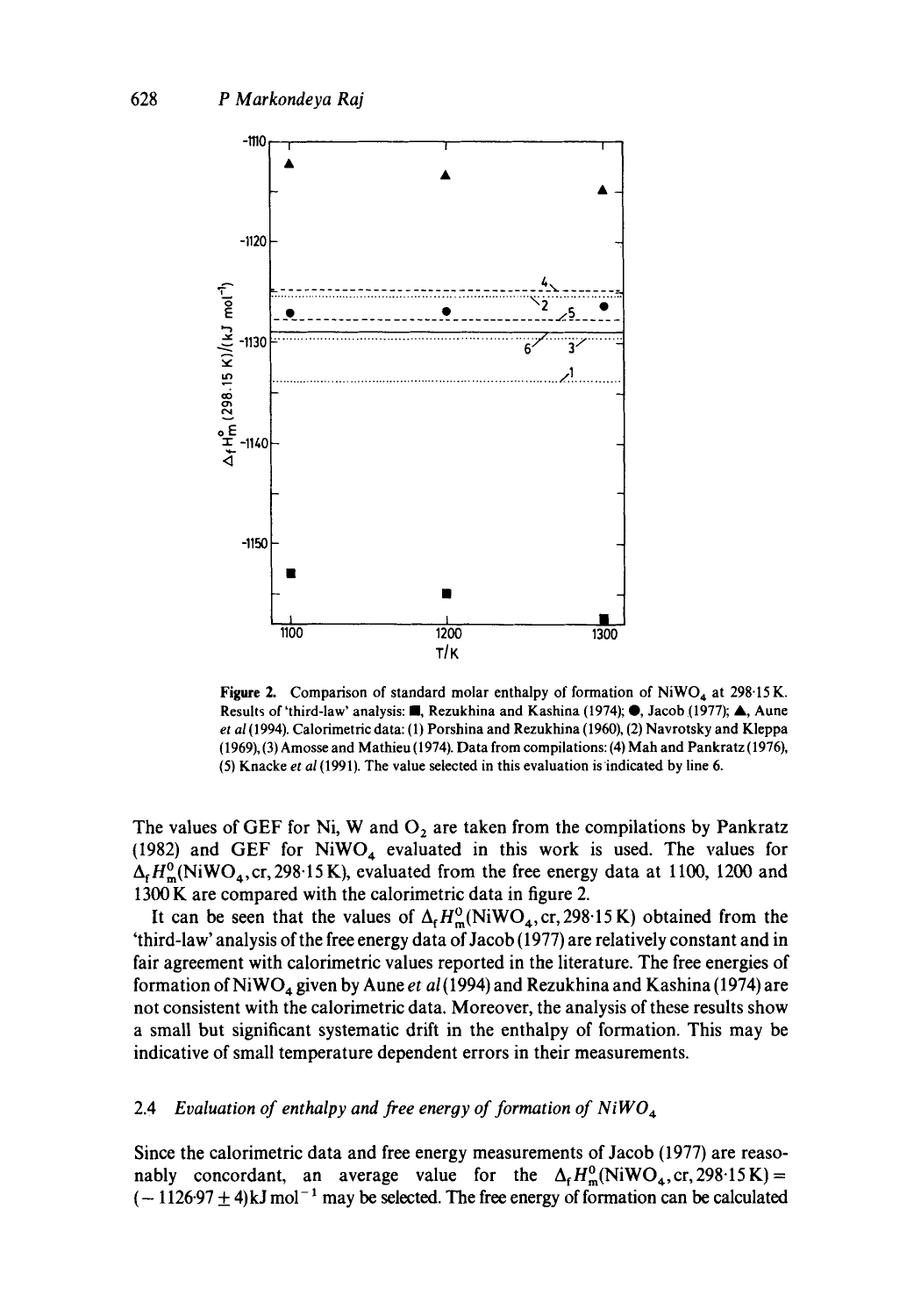Figure 2. Comparison of standard molar enthalpy of formation of $NiWO_4$ at 298·15 K. Results of 'third-law' analysis: ■, Rezukhina and Kashina (1974); ●, Jacob (1977); ▲, Aune *et al* (1994). Calorimetric data: (1) Porshina and Rezukhina (1960), (2) Navrotsky and Kleppa (1969), (3) Amosse and Mathieu (1974). Data from compilations: (4) Mah and Pankratz (1976), (5) Knacke *et al* (1991). The value selected in this evaluation is indicated by line 6.

The values of GEF for Ni, W and $O_2$ are taken from the compilations by Pankratz (1982) and GEF for $NiWO_4$ evaluated in this work is used. The values for $\Delta_f H^0_m(NiWO_4, cr, 298{\cdot}15\,K)$, evaluated from the free energy data at 1100, 1200 and 1300 K are compared with the calorimetric data in figure 2.

It can be seen that the values of $\Delta_f H^0_m(NiWO_4, cr, 298{\cdot}15\,K)$ obtained from the 'third-law' analysis of the free energy data of Jacob (1977) are relatively constant and in fair agreement with calorimetric values reported in the literature. The free energies of formation of $NiWO_4$ given by Aune *et al* (1994) and Rezukhina and Kashina (1974) are not consistent with the calorimetric data. Moreover, the analysis of these results show a small but significant systematic drift in the enthalpy of formation. This may be indicative of small temperature dependent errors in their measurements.

### 2.4 *Evaluation of enthalpy and free energy of formation of $NiWO_4$*

Since the calorimetric data and free energy measurements of Jacob (1977) are reasonably concordant, an average value for the $\Delta_f H^0_m(NiWO_4, cr, 298{\cdot}15\,K) = (-1126{\cdot}97 \pm 4)\,kJ\,mol^{-1}$ may be selected. The free energy of formation can be calculated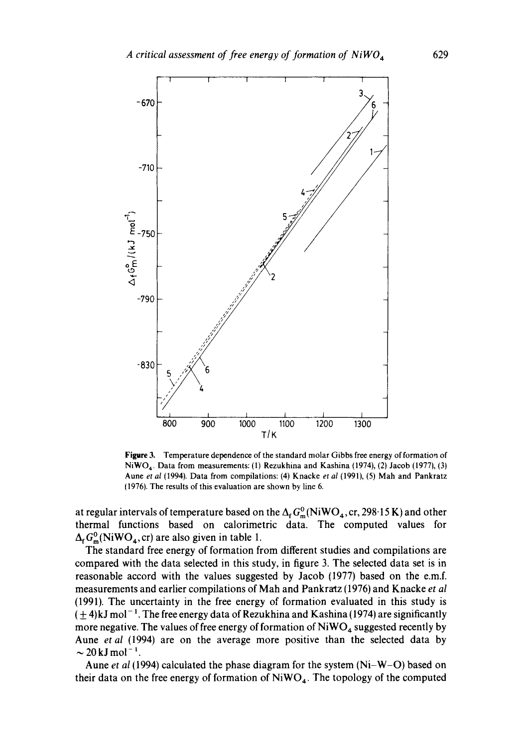**Figure 3.** Temperature dependence of the standard molar Gibbs free energy of formation of $NiWO_4$. Data from measurements: (1) Rezukhina and Kashina (1974), (2) Jacob (1977), (3) Aune *et al* (1994). Data from compilations: (4) Knacke *et al* (1991), (5) Mah and Pankratz (1976). The results of this evaluation are shown by line 6.

at regular intervals of temperature based on the $\Delta_f G_m^0(NiWO_4, cr, 298 \cdot 15\,K)$ and other thermal functions based on calorimetric data. The computed values for $\Delta_f G_m^0(NiWO_4, cr)$ are also given in table 1.

The standard free energy of formation from different studies and compilations are compared with the data selected in this study, in figure 3. The selected data set is in reasonable accord with the values suggested by Jacob (1977) based on the e.m.f. measurements and earlier compilations of Mah and Pankratz (1976) and Knacke *et al* (1991). The uncertainty in the free energy of formation evaluated in this study is $(\pm 4)\,kJ\,mol^{-1}$. The free energy data of Rezukhina and Kashina (1974) are significantly more negative. The values of free energy of formation of $NiWO_4$ suggested recently by Aune *et al* (1994) are on the average more positive than the selected data by $\sim 20\,kJ\,mol^{-1}$.

Aune *et al* (1994) calculated the phase diagram for the system (Ni–W–O) based on their data on the free energy of formation of $NiWO_4$. The topology of the computed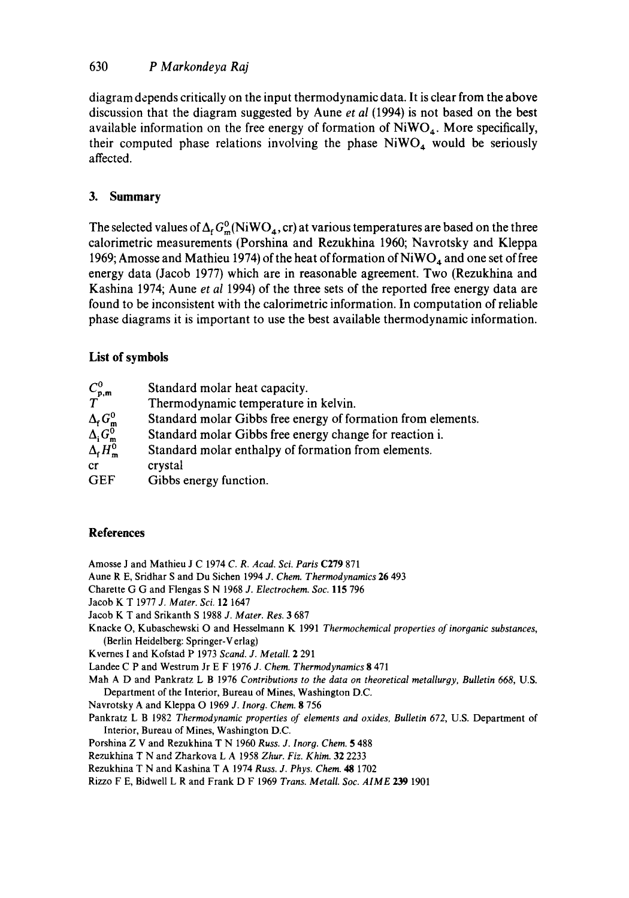diagram depends critically on the input thermodynamic data. It is clear from the above discussion that the diagram suggested by Aune *et al* (1994) is not based on the best available information on the free energy of formation of $NiWO_4$. More specifically, their computed phase relations involving the phase $NiWO_4$ would be seriously affected.

## 3. Summary

The selected values of $\Delta_f G_m^0(NiWO_4, cr)$ at various temperatures are based on the three calorimetric measurements (Porshina and Rezukhina 1960; Navrotsky and Kleppa 1969; Amosse and Mathieu 1974) of the heat of formation of $NiWO_4$ and one set of free energy data (Jacob 1977) which are in reasonable agreement. Two (Rezukhina and Kashina 1974; Aune *et al* 1994) of the three sets of the reported free energy data are found to be inconsistent with the calorimetric information. In computation of reliable phase diagrams it is important to use the best available thermodynamic information.

## List of symbols

| | |
|---|---|
| $C_{p,m}^0$ | Standard molar heat capacity. |
| $T$ | Thermodynamic temperature in kelvin. |
| $\Delta_f G_m^0$ | Standard molar Gibbs free energy of formation from elements. |
| $\Delta_i G_m^0$ | Standard molar Gibbs free energy change for reaction i. |
| $\Delta_f H_m^0$ | Standard molar enthalpy of formation from elements. |
| cr | crystal |
| GEF | Gibbs energy function. |

## References

Amosse J and Mathieu J C 1974 *C. R. Acad. Sci. Paris* **C279** 871

Aune R E, Sridhar S and Du Sichen 1994 *J. Chem. Thermodynamics* **26** 493

Charette G G and Flengas S N 1968 *J. Electrochem. Soc.* **115** 796

Jacob K T 1977 *J. Mater. Sci.* **12** 1647

Jacob K T and Srikanth S 1988 *J. Mater. Res.* **3** 687

Knacke O, Kubaschewski O and Hesselmann K 1991 *Thermochemical properties of inorganic substances*, (Berlin Heidelberg: Springer-Verlag)

Kvernes I and Kofstad P 1973 *Scand. J. Metall.* **2** 291

Landee C P and Westrum Jr E F 1976 *J. Chem. Thermodynamics* **8** 471

Mah A D and Pankratz L B 1976 *Contributions to the data on theoretical metallurgy, Bulletin 668*, U.S. Department of the Interior, Bureau of Mines, Washington D.C.

Navrotsky A and Kleppa O 1969 *J. Inorg. Chem.* **8** 756

Pankratz L B 1982 *Thermodynamic properties of elements and oxides, Bulletin 672*, U.S. Department of Interior, Bureau of Mines, Washington D.C.

Porshina Z V and Rezukhina T N 1960 *Russ. J. Inorg. Chem.* **5** 488

Rezukhina T N and Zharkova L A 1958 *Zhur. Fiz. Khim.* **32** 2233

Rezukhina T N and Kashina T A 1974 *Russ. J. Phys. Chem.* **48** 1702

Rizzo F E, Bidwell L R and Frank D F 1969 *Trans. Metall. Soc. AIME* **239** 1901